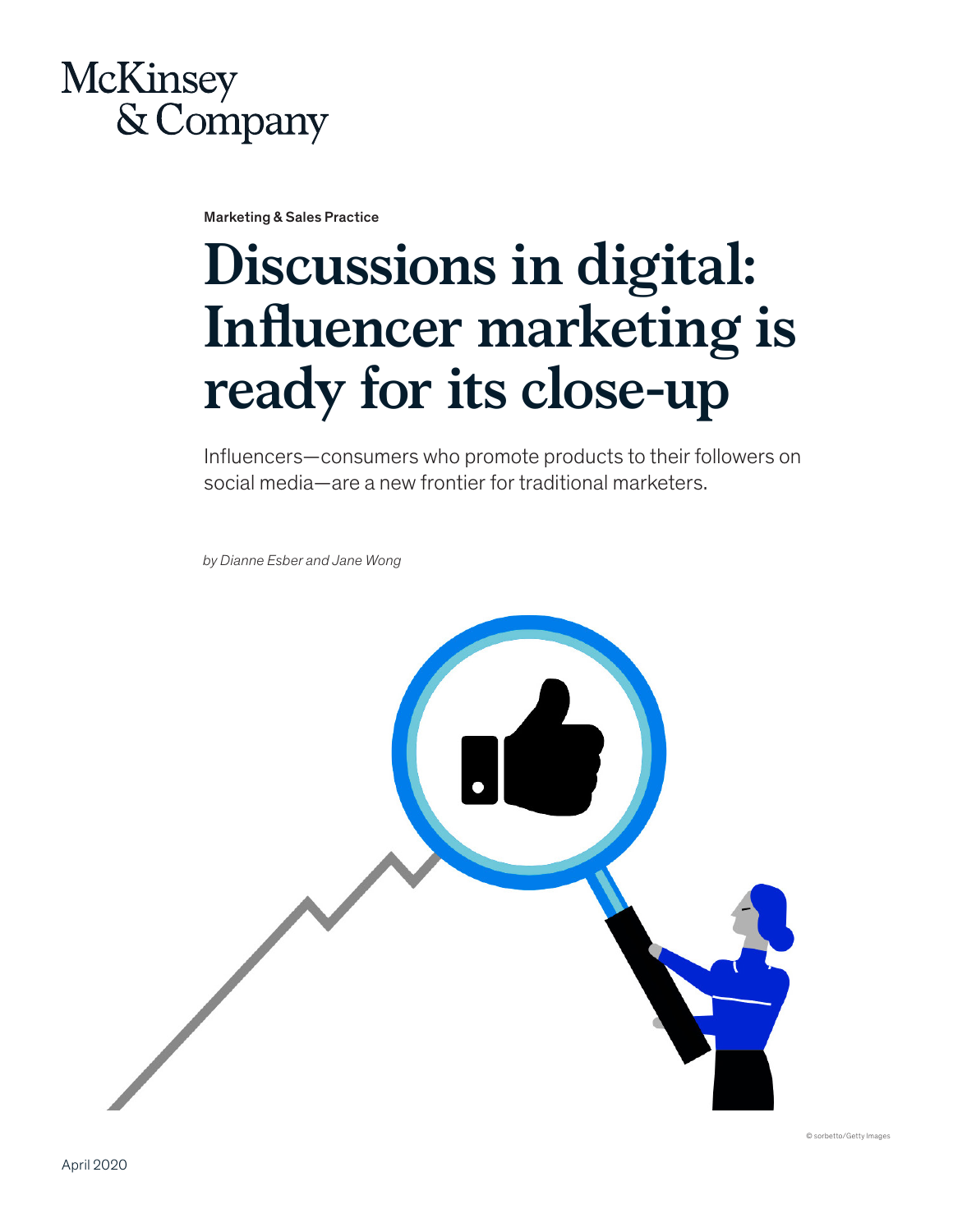McKinsey & Company

Marketing & Sales Practice

# Discussions in digital: Influencer marketing is ready for its close-up

Influencers—consumers who promote products to their followers on social media—are a new frontier for traditional marketers.

*by Dianne Esber and Jane Wong*

© sorbetto/Getty Images

April 2020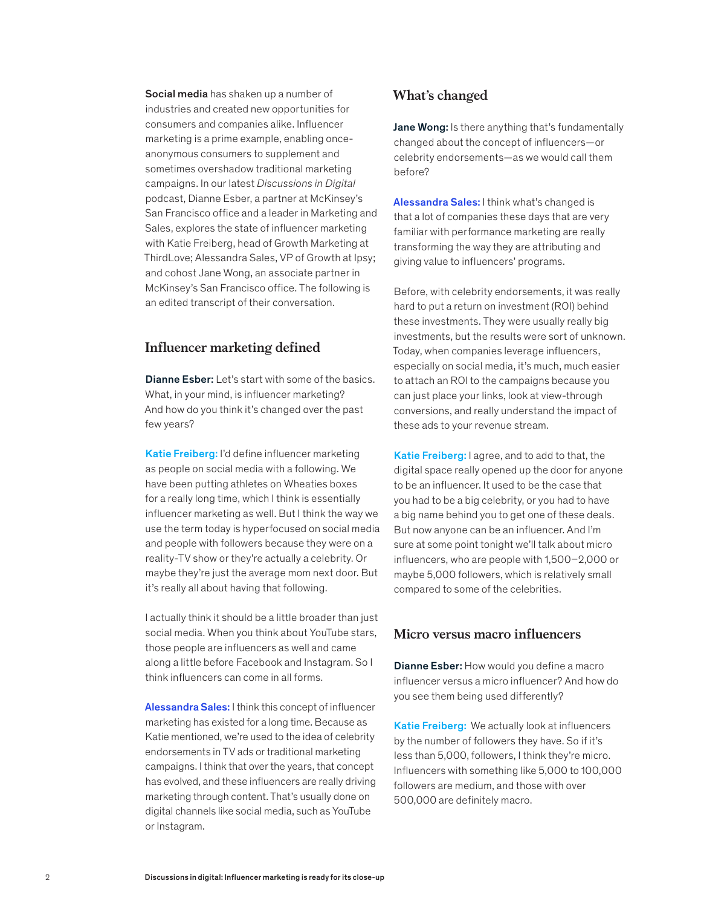**Social media** has shaken up a number of industries and created new opportunities for consumers and companies alike. Influencer marketing is a prime example, enabling once-anonymous consumers to supplement and sometimes overshadow traditional marketing campaigns. In our latest *Discussions in Digital* podcast, Dianne Esber, a partner at McKinsey's San Francisco office and a leader in Marketing and Sales, explores the state of influencer marketing with Katie Freiberg, head of Growth Marketing at ThirdLove; Alessandra Sales, VP of Growth at Ipsy; and cohost Jane Wong, an associate partner in McKinsey's San Francisco office. The following is an edited transcript of their conversation.

## Influencer marketing defined

**Dianne Esber:** Let's start with some of the basics. What, in your mind, is influencer marketing? And how do you think it's changed over the past few years?

**Katie Freiberg:** I'd define influencer marketing as people on social media with a following. We have been putting athletes on Wheaties boxes for a really long time, which I think is essentially influencer marketing as well. But I think the way we use the term today is hyperfocused on social media and people with followers because they were on a reality-TV show or they're actually a celebrity. Or maybe they're just the average mom next door. But it's really all about having that following.

I actually think it should be a little broader than just social media. When you think about YouTube stars, those people are influencers as well and came along a little before Facebook and Instagram. So I think influencers can come in all forms.

**Alessandra Sales:** I think this concept of influencer marketing has existed for a long time. Because as Katie mentioned, we're used to the idea of celebrity endorsements in TV ads or traditional marketing campaigns. I think that over the years, that concept has evolved, and these influencers are really driving marketing through content. That's usually done on digital channels like social media, such as YouTube or Instagram.

## What's changed

**Jane Wong:** Is there anything that's fundamentally changed about the concept of influencers—or celebrity endorsements—as we would call them before?

**Alessandra Sales:** I think what's changed is that a lot of companies these days that are very familiar with performance marketing are really transforming the way they are attributing and giving value to influencers' programs.

Before, with celebrity endorsements, it was really hard to put a return on investment (ROI) behind these investments. They were usually really big investments, but the results were sort of unknown. Today, when companies leverage influencers, especially on social media, it's much, much easier to attach an ROI to the campaigns because you can just place your links, look at view-through conversions, and really understand the impact of these ads to your revenue stream.

**Katie Freiberg:** I agree, and to add to that, the digital space really opened up the door for anyone to be an influencer. It used to be the case that you had to be a big celebrity, or you had to have a big name behind you to get one of these deals. But now anyone can be an influencer. And I'm sure at some point tonight we'll talk about micro influencers, who are people with 1,500–2,000 or maybe 5,000 followers, which is relatively small compared to some of the celebrities.

## Micro versus macro influencers

**Dianne Esber:** How would you define a macro influencer versus a micro influencer? And how do you see them being used differently?

**Katie Freiberg:** We actually look at influencers by the number of followers they have. So if it's less than 5,000, followers, I think they're micro. Influencers with something like 5,000 to 100,000 followers are medium, and those with over 500,000 are definitely macro.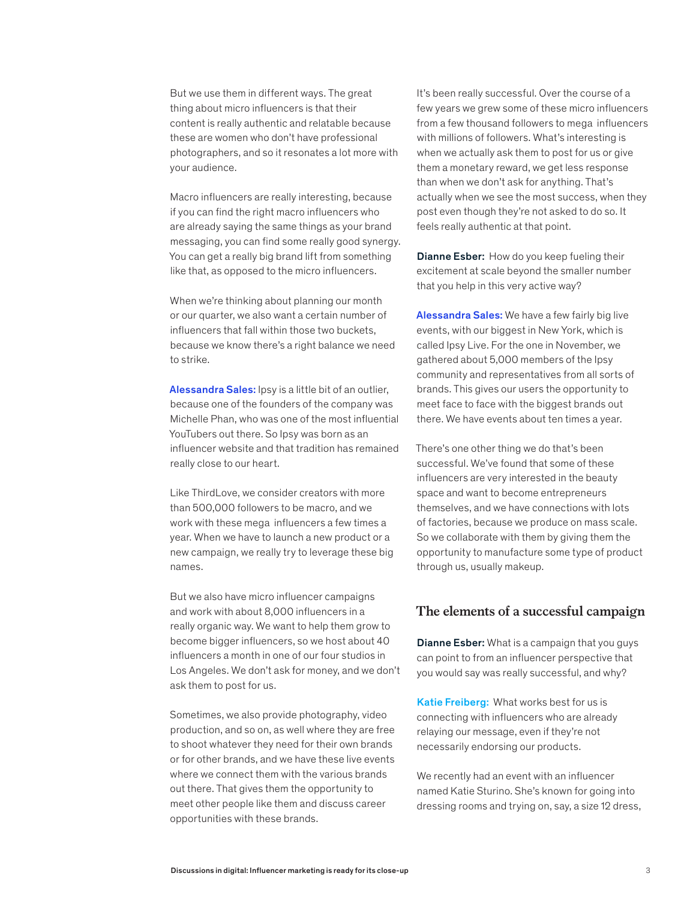But we use them in different ways. The great thing about micro influencers is that their content is really authentic and relatable because these are women who don't have professional photographers, and so it resonates a lot more with your audience.

Macro influencers are really interesting, because if you can find the right macro influencers who are already saying the same things as your brand messaging, you can find some really good synergy. You can get a really big brand lift from something like that, as opposed to the micro influencers.

When we're thinking about planning our month or our quarter, we also want a certain number of influencers that fall within those two buckets, because we know there's a right balance we need to strike.

**Alessandra Sales:** Ipsy is a little bit of an outlier, because one of the founders of the company was Michelle Phan, who was one of the most influential YouTubers out there. So Ipsy was born as an influencer website and that tradition has remained really close to our heart.

Like ThirdLove, we consider creators with more than 500,000 followers to be macro, and we work with these mega influencers a few times a year. When we have to launch a new product or a new campaign, we really try to leverage these big names.

But we also have micro influencer campaigns and work with about 8,000 influencers in a really organic way. We want to help them grow to become bigger influencers, so we host about 40 influencers a month in one of our four studios in Los Angeles. We don't ask for money, and we don't ask them to post for us.

Sometimes, we also provide photography, video production, and so on, as well where they are free to shoot whatever they need for their own brands or for other brands, and we have these live events where we connect them with the various brands out there. That gives them the opportunity to meet other people like them and discuss career opportunities with these brands.

It's been really successful. Over the course of a few years we grew some of these micro influencers from a few thousand followers to mega influencers with millions of followers. What's interesting is when we actually ask them to post for us or give them a monetary reward, we get less response than when we don't ask for anything. That's actually when we see the most success, when they post even though they're not asked to do so. It feels really authentic at that point.

**Dianne Esber:** How do you keep fueling their excitement at scale beyond the smaller number that you help in this very active way?

**Alessandra Sales:** We have a few fairly big live events, with our biggest in New York, which is called Ipsy Live. For the one in November, we gathered about 5,000 members of the Ipsy community and representatives from all sorts of brands. This gives our users the opportunity to meet face to face with the biggest brands out there. We have events about ten times a year.

There's one other thing we do that's been successful. We've found that some of these influencers are very interested in the beauty space and want to become entrepreneurs themselves, and we have connections with lots of factories, because we produce on mass scale. So we collaborate with them by giving them the opportunity to manufacture some type of product through us, usually makeup.

## The elements of a successful campaign

**Dianne Esber:** What is a campaign that you guys can point to from an influencer perspective that you would say was really successful, and why?

**Katie Freiberg:** What works best for us is connecting with influencers who are already relaying our message, even if they're not necessarily endorsing our products.

We recently had an event with an influencer named Katie Sturino. She's known for going into dressing rooms and trying on, say, a size 12 dress,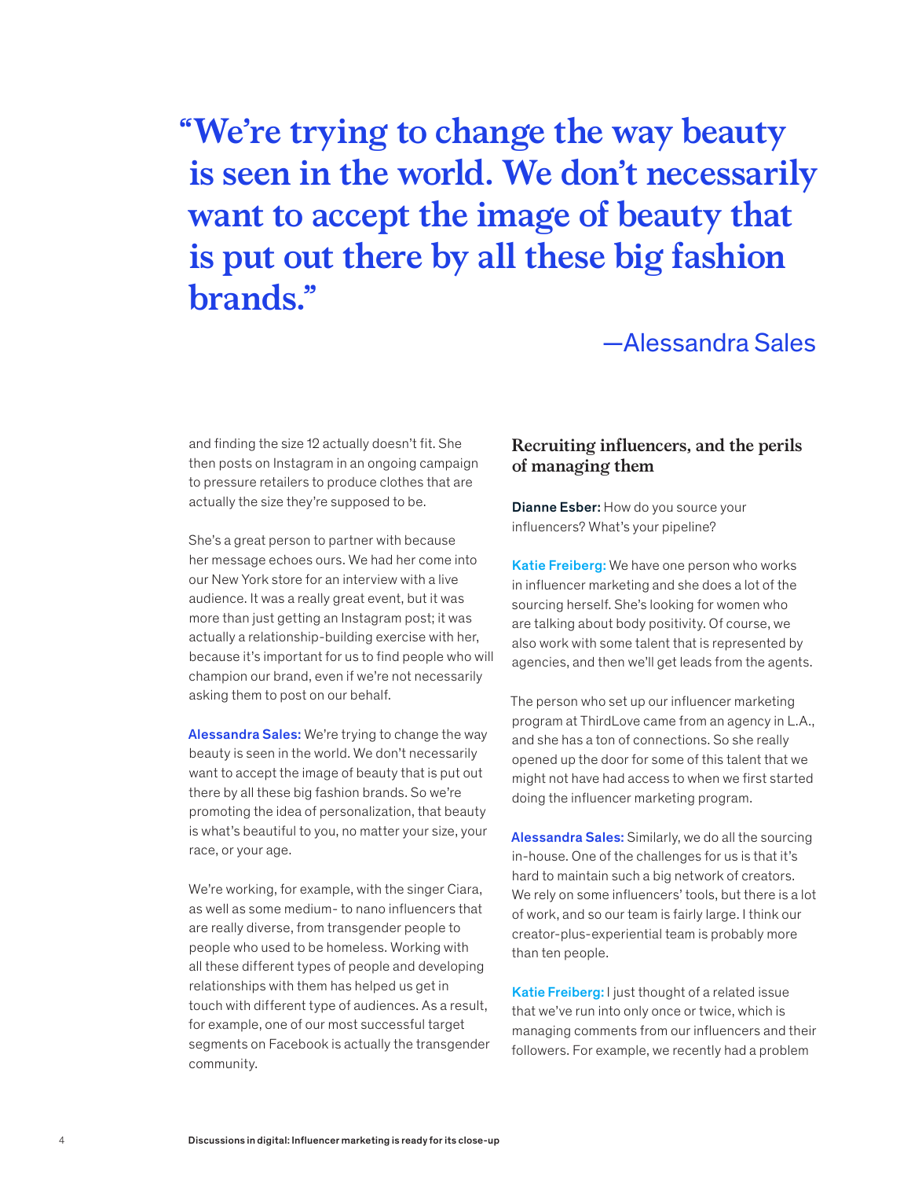> **"We're trying to change the way beauty is seen in the world. We don't necessarily want to accept the image of beauty that is put out there by all these big fashion brands."**
>
> —Alessandra Sales

and finding the size 12 actually doesn't fit. She then posts on Instagram in an ongoing campaign to pressure retailers to produce clothes that are actually the size they're supposed to be.

She's a great person to partner with because her message echoes ours. We had her come into our New York store for an interview with a live audience. It was a really great event, but it was more than just getting an Instagram post; it was actually a relationship-building exercise with her, because it's important for us to find people who will champion our brand, even if we're not necessarily asking them to post on our behalf.

**Alessandra Sales:** We're trying to change the way beauty is seen in the world. We don't necessarily want to accept the image of beauty that is put out there by all these big fashion brands. So we're promoting the idea of personalization, that beauty is what's beautiful to you, no matter your size, your race, or your age.

We're working, for example, with the singer Ciara, as well as some medium- to nano influencers that are really diverse, from transgender people to people who used to be homeless. Working with all these different types of people and developing relationships with them has helped us get in touch with different type of audiences. As a result, for example, one of our most successful target segments on Facebook is actually the transgender community.

### Recruiting influencers, and the perils of managing them

**Dianne Esber:** How do you source your influencers? What's your pipeline?

**Katie Freiberg:** We have one person who works in influencer marketing and she does a lot of the sourcing herself. She's looking for women who are talking about body positivity. Of course, we also work with some talent that is represented by agencies, and then we'll get leads from the agents.

The person who set up our influencer marketing program at ThirdLove came from an agency in L.A., and she has a ton of connections. So she really opened up the door for some of this talent that we might not have had access to when we first started doing the influencer marketing program.

**Alessandra Sales:** Similarly, we do all the sourcing in-house. One of the challenges for us is that it's hard to maintain such a big network of creators. We rely on some influencers' tools, but there is a lot of work, and so our team is fairly large. I think our creator-plus-experiential team is probably more than ten people.

**Katie Freiberg:** I just thought of a related issue that we've run into only once or twice, which is managing comments from our influencers and their followers. For example, we recently had a problem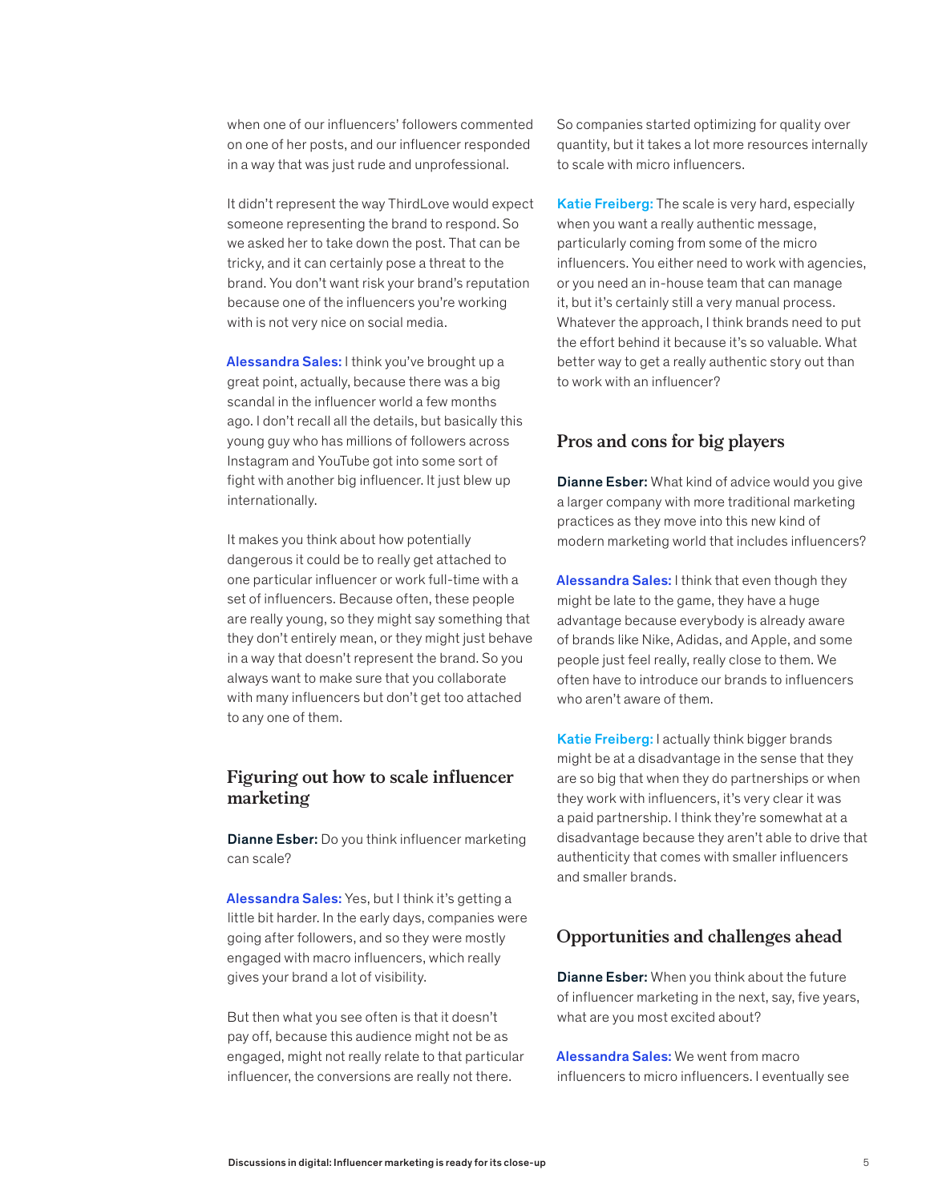when one of our influencers' followers commented on one of her posts, and our influencer responded in a way that was just rude and unprofessional.

It didn't represent the way ThirdLove would expect someone representing the brand to respond. So we asked her to take down the post. That can be tricky, and it can certainly pose a threat to the brand. You don't want risk your brand's reputation because one of the influencers you're working with is not very nice on social media.

**Alessandra Sales:** I think you've brought up a great point, actually, because there was a big scandal in the influencer world a few months ago. I don't recall all the details, but basically this young guy who has millions of followers across Instagram and YouTube got into some sort of fight with another big influencer. It just blew up internationally.

It makes you think about how potentially dangerous it could be to really get attached to one particular influencer or work full-time with a set of influencers. Because often, these people are really young, so they might say something that they don't entirely mean, or they might just behave in a way that doesn't represent the brand. So you always want to make sure that you collaborate with many influencers but don't get too attached to any one of them.

## Figuring out how to scale influencer marketing

**Dianne Esber:** Do you think influencer marketing can scale?

**Alessandra Sales:** Yes, but I think it's getting a little bit harder. In the early days, companies were going after followers, and so they were mostly engaged with macro influencers, which really gives your brand a lot of visibility.

But then what you see often is that it doesn't pay off, because this audience might not be as engaged, might not really relate to that particular influencer, the conversions are really not there. So companies started optimizing for quality over quantity, but it takes a lot more resources internally to scale with micro influencers.

**Katie Freiberg:** The scale is very hard, especially when you want a really authentic message, particularly coming from some of the micro influencers. You either need to work with agencies, or you need an in-house team that can manage it, but it's certainly still a very manual process. Whatever the approach, I think brands need to put the effort behind it because it's so valuable. What better way to get a really authentic story out than to work with an influencer?

## Pros and cons for big players

**Dianne Esber:** What kind of advice would you give a larger company with more traditional marketing practices as they move into this new kind of modern marketing world that includes influencers?

**Alessandra Sales:** I think that even though they might be late to the game, they have a huge advantage because everybody is already aware of brands like Nike, Adidas, and Apple, and some people just feel really, really close to them. We often have to introduce our brands to influencers who aren't aware of them.

**Katie Freiberg:** I actually think bigger brands might be at a disadvantage in the sense that they are so big that when they do partnerships or when they work with influencers, it's very clear it was a paid partnership. I think they're somewhat at a disadvantage because they aren't able to drive that authenticity that comes with smaller influencers and smaller brands.

## Opportunities and challenges ahead

**Dianne Esber:** When you think about the future of influencer marketing in the next, say, five years, what are you most excited about?

**Alessandra Sales:** We went from macro influencers to micro influencers. I eventually see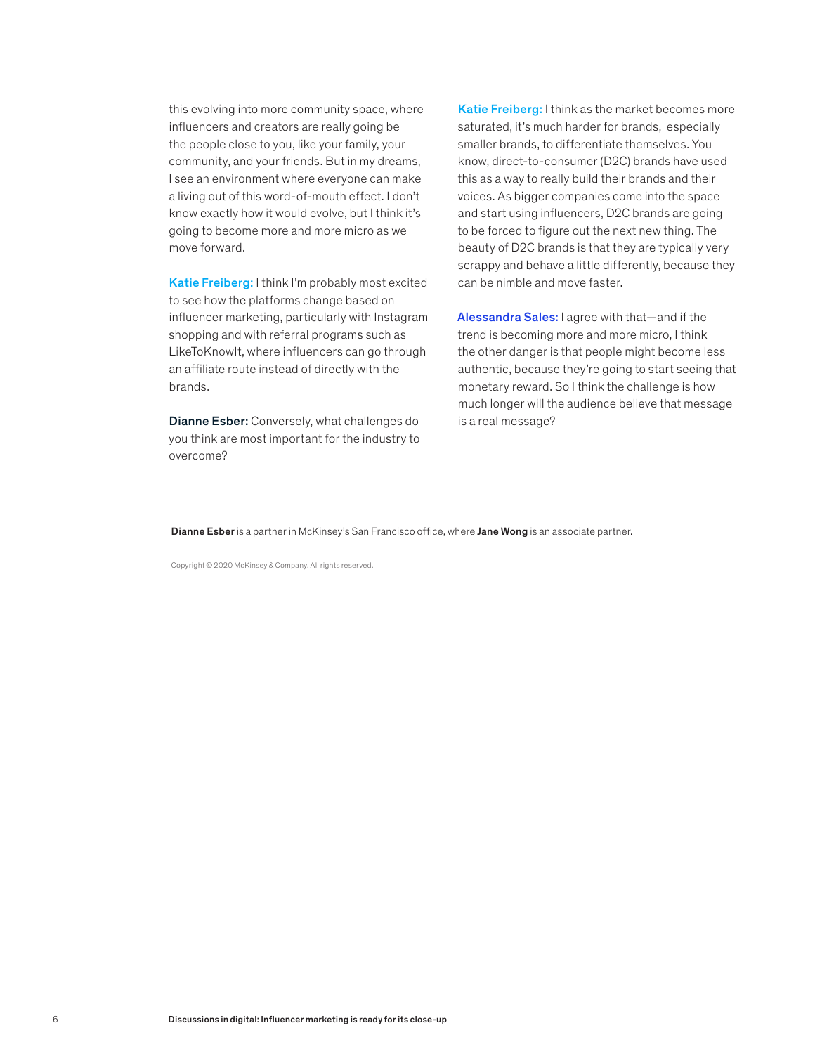this evolving into more community space, where influencers and creators are really going be the people close to you, like your family, your community, and your friends. But in my dreams, I see an environment where everyone can make a living out of this word-of-mouth effect. I don't know exactly how it would evolve, but I think it's going to become more and more micro as we move forward.

**Katie Freiberg:** I think I'm probably most excited to see how the platforms change based on influencer marketing, particularly with Instagram shopping and with referral programs such as LikeToKnowIt, where influencers can go through an affiliate route instead of directly with the brands.

**Dianne Esber:** Conversely, what challenges do you think are most important for the industry to overcome?

**Katie Freiberg:** I think as the market becomes more saturated, it's much harder for brands, especially smaller brands, to differentiate themselves. You know, direct-to-consumer (D2C) brands have used this as a way to really build their brands and their voices. As bigger companies come into the space and start using influencers, D2C brands are going to be forced to figure out the next new thing. The beauty of D2C brands is that they are typically very scrappy and behave a little differently, because they can be nimble and move faster.

**Alessandra Sales:** I agree with that—and if the trend is becoming more and more micro, I think the other danger is that people might become less authentic, because they're going to start seeing that monetary reward. So I think the challenge is how much longer will the audience believe that message is a real message?

**Dianne Esber** is a partner in McKinsey's San Francisco office, where **Jane Wong** is an associate partner.

Copyright © 2020 McKinsey & Company. All rights reserved.